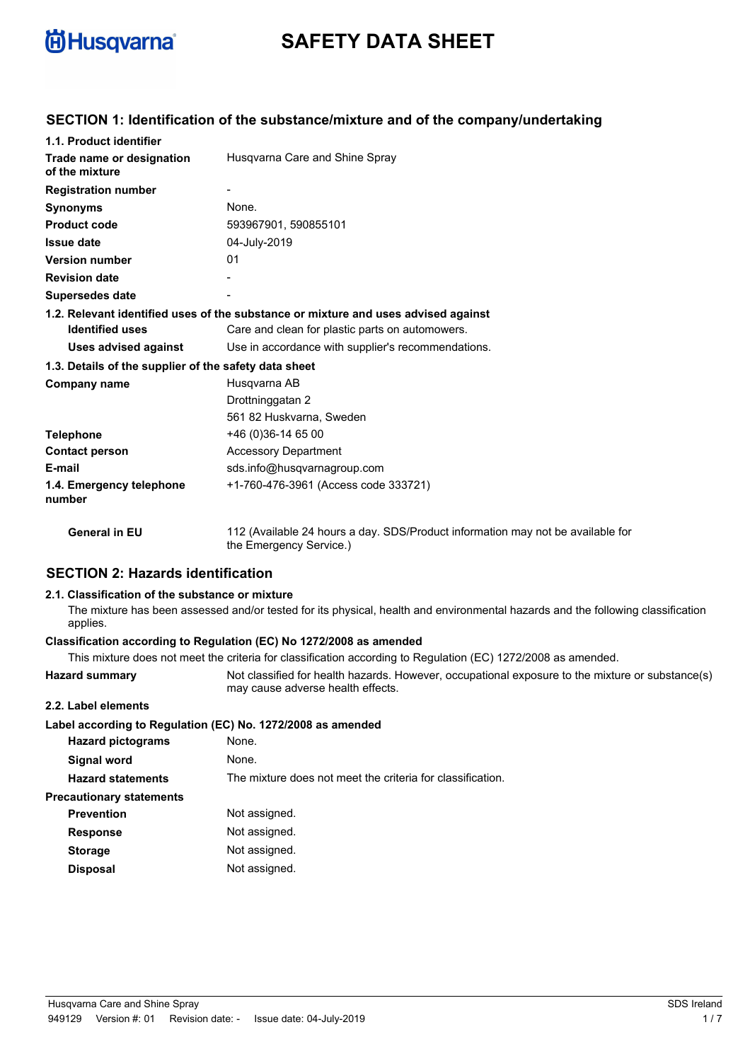# SAFETY DATA SHEET

## SECTION 1: Identification of the substance/mixture and of the company/undertaking

### 1.1. Product identifier

| | |
|---|---|
| **Trade name or designation of the mixture** | Husqvarna Care and Shine Spray |
| **Registration number** | - |
| **Synonyms** | None. |
| **Product code** | 593967901, 590855101 |
| **Issue date** | 04-July-2019 |
| **Version number** | 01 |
| **Revision date** | - |
| **Supersedes date** | - |

### 1.2. Relevant identified uses of the substance or mixture and uses advised against

| | |
|---|---|
| **Identified uses** | Care and clean for plastic parts on automowers. |
| **Uses advised against** | Use in accordance with supplier's recommendations. |

### 1.3. Details of the supplier of the safety data sheet

| | |
|---|---|
| **Company name** | Husqvarna AB<br>Drottninggatan 2<br>561 82 Huskvarna, Sweden |
| **Telephone** | +46 (0)36-14 65 00 |
| **Contact person** | Accessory Department |
| **E-mail** | sds.info@husqvarnagroup.com |
| **1.4. Emergency telephone number** | +1-760-476-3961 (Access code 333721) |
| **General in EU** | 112 (Available 24 hours a day. SDS/Product information may not be available for the Emergency Service.) |

## SECTION 2: Hazards identification

### 2.1. Classification of the substance or mixture

The mixture has been assessed and/or tested for its physical, health and environmental hazards and the following classification applies.

**Classification according to Regulation (EC) No 1272/2008 as amended**

This mixture does not meet the criteria for classification according to Regulation (EC) 1272/2008 as amended.

| | |
|---|---|
| **Hazard summary** | Not classified for health hazards. However, occupational exposure to the mixture or substance(s) may cause adverse health effects. |

### 2.2. Label elements

**Label according to Regulation (EC) No. 1272/2008 as amended**

| | |
|---|---|
| **Hazard pictograms** | None. |
| **Signal word** | None. |
| **Hazard statements** | The mixture does not meet the criteria for classification. |

**Precautionary statements**

| | |
|---|---|
| **Prevention** | Not assigned. |
| **Response** | Not assigned. |
| **Storage** | Not assigned. |
| **Disposal** | Not assigned. |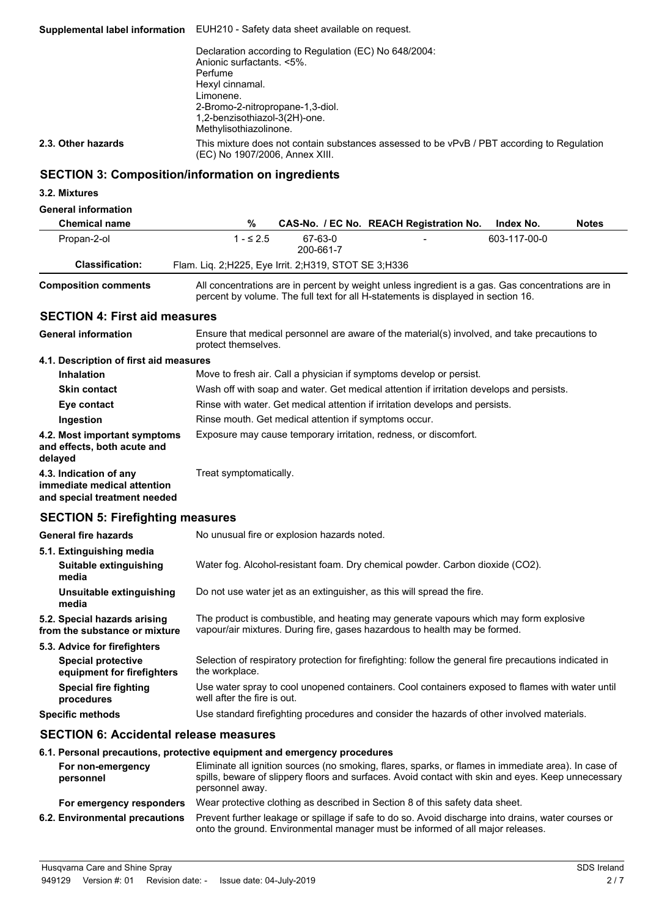**Supplemental label information** EUH210 - Safety data sheet available on request.

Declaration according to Regulation (EC) No 648/2004:
Anionic surfactants. <5%.
Perfume
Hexyl cinnamal.
Limonene.
2-Bromo-2-nitropropane-1,3-diol.
1,2-benzisothiazol-3(2H)-one.
Methylisothiazolinone.

**2.3. Other hazards** This mixture does not contain substances assessed to be vPvB / PBT according to Regulation (EC) No 1907/2006, Annex XIII.

## SECTION 3: Composition/information on ingredients

### 3.2. Mixtures

**General information**

| Chemical name | % | CAS-No. / EC No. | REACH Registration No. | Index No. | Notes |
|---|---|---|---|---|---|
| Propan-2-ol | 1 - ≤ 2.5 | 67-63-0 200-661-7 | - | 603-117-00-0 | |
| **Classification:** | Flam. Liq. 2;H225, Eye Irrit. 2;H319, STOT SE 3;H336 | | | | |

**Composition comments** All concentrations are in percent by weight unless ingredient is a gas. Gas concentrations are in percent by volume. The full text for all H-statements is displayed in section 16.

## SECTION 4: First aid measures

**General information** Ensure that medical personnel are aware of the material(s) involved, and take precautions to protect themselves.

**4.1. Description of first aid measures**

- **Inhalation** Move to fresh air. Call a physician if symptoms develop or persist.
- **Skin contact** Wash off with soap and water. Get medical attention if irritation develops and persists.
- **Eye contact** Rinse with water. Get medical attention if irritation develops and persists.
- **Ingestion** Rinse mouth. Get medical attention if symptoms occur.

**4.2. Most important symptoms and effects, both acute and delayed** Exposure may cause temporary irritation, redness, or discomfort.

**4.3. Indication of any immediate medical attention and special treatment needed** Treat symptomatically.

## SECTION 5: Firefighting measures

**General fire hazards** No unusual fire or explosion hazards noted.

**5.1. Extinguishing media**

- **Suitable extinguishing media** Water fog. Alcohol-resistant foam. Dry chemical powder. Carbon dioxide ($CO_2$).
- **Unsuitable extinguishing media** Do not use water jet as an extinguisher, as this will spread the fire.

**5.2. Special hazards arising from the substance or mixture** The product is combustible, and heating may generate vapours which may form explosive vapour/air mixtures. During fire, gases hazardous to health may be formed.

**5.3. Advice for firefighters**

- **Special protective equipment for firefighters** Selection of respiratory protection for firefighting: follow the general fire precautions indicated in the workplace.
- **Special fire fighting procedures** Use water spray to cool unopened containers. Cool containers exposed to flames with water until well after the fire is out.

**Specific methods** Use standard firefighting procedures and consider the hazards of other involved materials.

## SECTION 6: Accidental release measures

**6.1. Personal precautions, protective equipment and emergency procedures**

- **For non-emergency personnel** Eliminate all ignition sources (no smoking, flares, sparks, or flames in immediate area). In case of spills, beware of slippery floors and surfaces. Avoid contact with skin and eyes. Keep unnecessary personnel away.
- **For emergency responders** Wear protective clothing as described in Section 8 of this safety data sheet.

**6.2. Environmental precautions** Prevent further leakage or spillage if safe to do so. Avoid discharge into drains, water courses or onto the ground. Environmental manager must be informed of all major releases.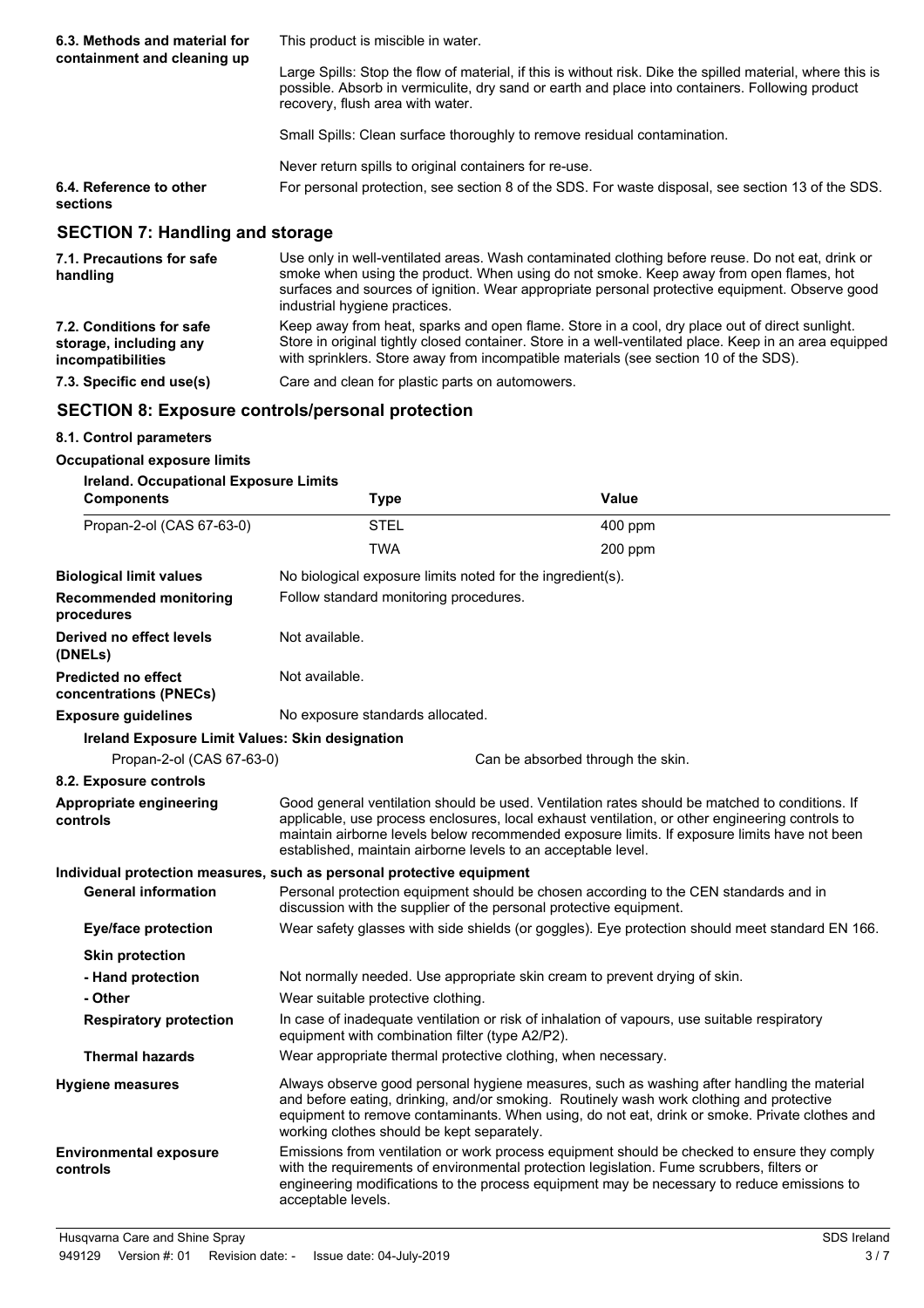**6.3. Methods and material for containment and cleaning up**

This product is miscible in water.

Large Spills: Stop the flow of material, if this is without risk. Dike the spilled material, where this is possible. Absorb in vermiculite, dry sand or earth and place into containers. Following product recovery, flush area with water.

Small Spills: Clean surface thoroughly to remove residual contamination.

Never return spills to original containers for re-use.

**6.4. Reference to other sections**

For personal protection, see section 8 of the SDS. For waste disposal, see section 13 of the SDS.

## SECTION 7: Handling and storage

**7.1. Precautions for safe handling**

Use only in well-ventilated areas. Wash contaminated clothing before reuse. Do not eat, drink or smoke when using the product. When using do not smoke. Keep away from open flames, hot surfaces and sources of ignition. Wear appropriate personal protective equipment. Observe good industrial hygiene practices.

**7.2. Conditions for safe storage, including any incompatibilities**

Keep away from heat, sparks and open flame. Store in a cool, dry place out of direct sunlight. Store in original tightly closed container. Store in a well-ventilated place. Keep in an area equipped with sprinklers. Store away from incompatible materials (see section 10 of the SDS).

**7.3. Specific end use(s)**

Care and clean for plastic parts on automowers.

## SECTION 8: Exposure controls/personal protection

### 8.1. Control parameters

**Occupational exposure limits**

**Ireland. Occupational Exposure Limits**

| Components | Type | Value |
|---|---|---|
| Propan-2-ol (CAS 67-63-0) | STEL | 400 ppm |
| | TWA | 200 ppm |

**Biological limit values**

No biological exposure limits noted for the ingredient(s).

**Recommended monitoring procedures**

Follow standard monitoring procedures.

**Derived no effect levels (DNELs)**

Not available.

**Predicted no effect concentrations (PNECs)**

Not available.

**Exposure guidelines**

No exposure standards allocated.

**Ireland Exposure Limit Values: Skin designation**

| | |
|---|---|
| Propan-2-ol (CAS 67-63-0) | Can be absorbed through the skin. |

### 8.2. Exposure controls

**Appropriate engineering controls**

Good general ventilation should be used. Ventilation rates should be matched to conditions. If applicable, use process enclosures, local exhaust ventilation, or other engineering controls to maintain airborne levels below recommended exposure limits. If exposure limits have not been established, maintain airborne levels to an acceptable level.

**Individual protection measures, such as personal protective equipment**

**General information**

Personal protection equipment should be chosen according to the CEN standards and in discussion with the supplier of the personal protective equipment.

**Eye/face protection**

Wear safety glasses with side shields (or goggles). Eye protection should meet standard EN 166.

**Skin protection**

**- Hand protection**

Not normally needed. Use appropriate skin cream to prevent drying of skin.

**- Other**

Wear suitable protective clothing.

**Respiratory protection**

In case of inadequate ventilation or risk of inhalation of vapours, use suitable respiratory equipment with combination filter (type A2/P2).

**Thermal hazards**

Wear appropriate thermal protective clothing, when necessary.

**Hygiene measures**

Always observe good personal hygiene measures, such as washing after handling the material and before eating, drinking, and/or smoking. Routinely wash work clothing and protective equipment to remove contaminants. When using, do not eat, drink or smoke. Private clothes and working clothes should be kept separately.

**Environmental exposure controls**

Emissions from ventilation or work process equipment should be checked to ensure they comply with the requirements of environmental protection legislation. Fume scrubbers, filters or engineering modifications to the process equipment may be necessary to reduce emissions to acceptable levels.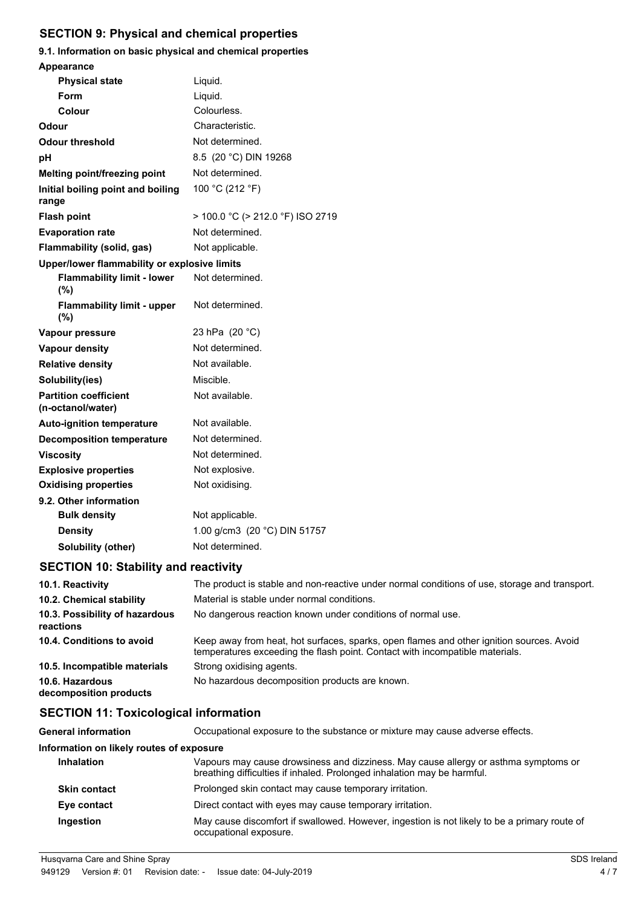## SECTION 9: Physical and chemical properties

### 9.1. Information on basic physical and chemical properties

| Property | Value |
|---|---|
| **Appearance** | |
| **Physical state** | Liquid. |
| **Form** | Liquid. |
| **Colour** | Colourless. |
| **Odour** | Characteristic. |
| **Odour threshold** | Not determined. |
| **pH** | 8.5 (20 °C) DIN 19268 |
| **Melting point/freezing point** | Not determined. |
| **Initial boiling point and boiling range** | 100 °C (212 °F) |
| **Flash point** | > 100.0 °C (> 212.0 °F) ISO 2719 |
| **Evaporation rate** | Not determined. |
| **Flammability (solid, gas)** | Not applicable. |
| **Upper/lower flammability or explosive limits** | |
| **Flammability limit - lower (%)** | Not determined. |
| **Flammability limit - upper (%)** | Not determined. |
| **Vapour pressure** | 23 hPa (20 °C) |
| **Vapour density** | Not determined. |
| **Relative density** | Not available. |
| **Solubility(ies)** | Miscible. |
| **Partition coefficient (n-octanol/water)** | Not available. |
| **Auto-ignition temperature** | Not available. |
| **Decomposition temperature** | Not determined. |
| **Viscosity** | Not determined. |
| **Explosive properties** | Not explosive. |
| **Oxidising properties** | Not oxidising. |

### 9.2. Other information

| Property | Value |
|---|---|
| **Bulk density** | Not applicable. |
| **Density** | 1.00 g/cm3 (20 °C) DIN 51757 |
| **Solubility (other)** | Not determined. |

## SECTION 10: Stability and reactivity

| | |
|---|---|
| **10.1. Reactivity** | The product is stable and non-reactive under normal conditions of use, storage and transport. |
| **10.2. Chemical stability** | Material is stable under normal conditions. |
| **10.3. Possibility of hazardous reactions** | No dangerous reaction known under conditions of normal use. |
| **10.4. Conditions to avoid** | Keep away from heat, hot surfaces, sparks, open flames and other ignition sources. Avoid temperatures exceeding the flash point. Contact with incompatible materials. |
| **10.5. Incompatible materials** | Strong oxidising agents. |
| **10.6. Hazardous decomposition products** | No hazardous decomposition products are known. |

## SECTION 11: Toxicological information

**General information** Occupational exposure to the substance or mixture may cause adverse effects.

**Information on likely routes of exposure**

| | |
|---|---|
| **Inhalation** | Vapours may cause drowsiness and dizziness. May cause allergy or asthma symptoms or breathing difficulties if inhaled. Prolonged inhalation may be harmful. |
| **Skin contact** | Prolonged skin contact may cause temporary irritation. |
| **Eye contact** | Direct contact with eyes may cause temporary irritation. |
| **Ingestion** | May cause discomfort if swallowed. However, ingestion is not likely to be a primary route of occupational exposure. |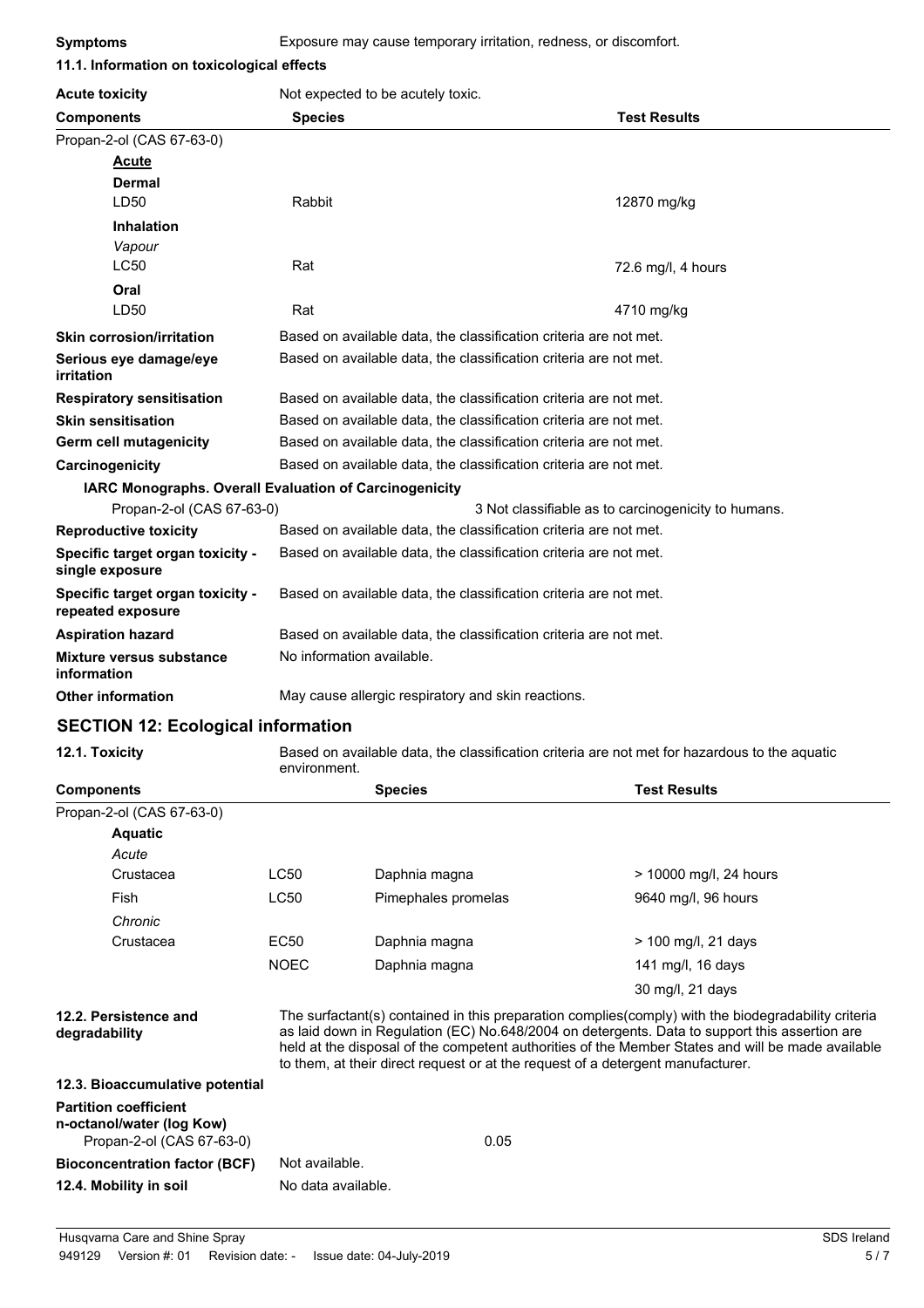**Symptoms** Exposure may cause temporary irritation, redness, or discomfort.

### 11.1. Information on toxicological effects

**Acute toxicity** Not expected to be acutely toxic.

| Components | Species | Test Results |
|---|---|---|
| Propan-2-ol (CAS 67-63-0) | | |
| ***Acute*** | | |
| **Dermal** | | |
| LD50 | Rabbit | 12870 mg/kg |
| **Inhalation** | | |
| *Vapour* | | |
| LC50 | Rat | 72.6 mg/l, 4 hours |
| **Oral** | | |
| LD50 | Rat | 4710 mg/kg |

**Skin corrosion/irritation** Based on available data, the classification criteria are not met.

**Serious eye damage/eye irritation** Based on available data, the classification criteria are not met.

**Respiratory sensitisation** Based on available data, the classification criteria are not met.

**Skin sensitisation** Based on available data, the classification criteria are not met.

**Germ cell mutagenicity** Based on available data, the classification criteria are not met.

**Carcinogenicity** Based on available data, the classification criteria are not met.

**IARC Monographs. Overall Evaluation of Carcinogenicity**

Propan-2-ol (CAS 67-63-0) 3 Not classifiable as to carcinogenicity to humans.

**Reproductive toxicity** Based on available data, the classification criteria are not met.

**Specific target organ toxicity - single exposure** Based on available data, the classification criteria are not met.

**Specific target organ toxicity - repeated exposure** Based on available data, the classification criteria are not met.

**Aspiration hazard** Based on available data, the classification criteria are not met.

**Mixture versus substance information** No information available.

**Other information** May cause allergic respiratory and skin reactions.

## SECTION 12: Ecological information

**12.1. Toxicity** Based on available data, the classification criteria are not met for hazardous to the aquatic environment.

| Components | | Species | Test Results |
|---|---|---|---|
| Propan-2-ol (CAS 67-63-0) | | | |
| **Aquatic** | | | |
| *Acute* | | | |
| Crustacea | LC50 | Daphnia magna | > 10000 mg/l, 24 hours |
| Fish | LC50 | Pimephales promelas | 9640 mg/l, 96 hours |
| *Chronic* | | | |
| Crustacea | EC50 | Daphnia magna | > 100 mg/l, 21 days |
| | NOEC | Daphnia magna | 141 mg/l, 16 days |
| | | | 30 mg/l, 21 days |

**12.2. Persistence and degradability** The surfactant(s) contained in this preparation complies(comply) with the biodegradability criteria as laid down in Regulation (EC) No.648/2004 on detergents. Data to support this assertion are held at the disposal of the competent authorities of the Member States and will be made available to them, at their direct request or at the request of a detergent manufacturer.

**12.3. Bioaccumulative potential**

**Partition coefficient n-octanol/water (log Kow)**

Propan-2-ol (CAS 67-63-0) 0.05

**Bioconcentration factor (BCF)** Not available.

**12.4. Mobility in soil** No data available.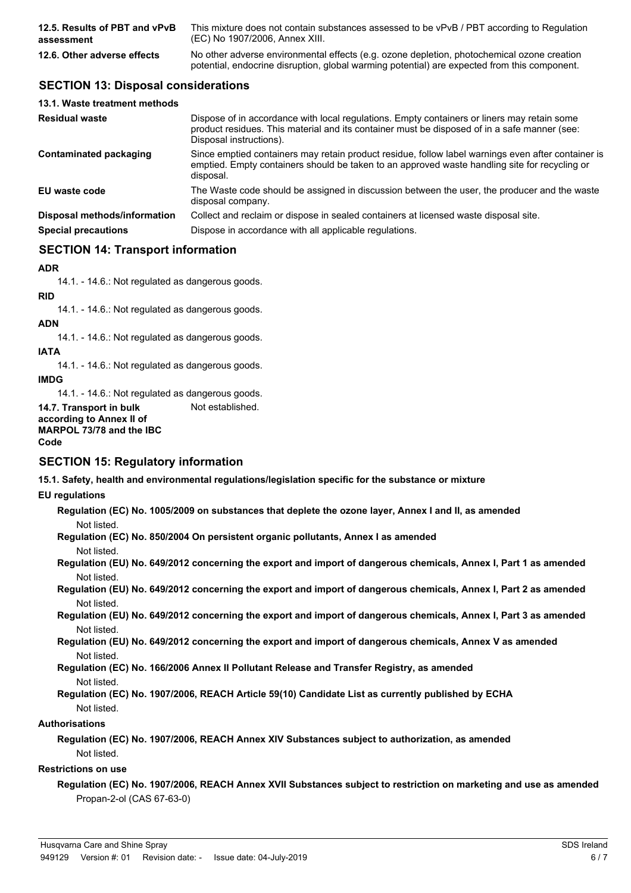| | |
|---|---|
| **12.5. Results of PBT and vPvB assessment** | This mixture does not contain substances assessed to be vPvB / PBT according to Regulation (EC) No 1907/2006, Annex XIII. |
| **12.6. Other adverse effects** | No other adverse environmental effects (e.g. ozone depletion, photochemical ozone creation potential, endocrine disruption, global warming potential) are expected from this component. |

## SECTION 13: Disposal considerations

**13.1. Waste treatment methods**

| | |
|---|---|
| **Residual waste** | Dispose of in accordance with local regulations. Empty containers or liners may retain some product residues. This material and its container must be disposed of in a safe manner (see: Disposal instructions). |
| **Contaminated packaging** | Since emptied containers may retain product residue, follow label warnings even after container is emptied. Empty containers should be taken to an approved waste handling site for recycling or disposal. |
| **EU waste code** | The Waste code should be assigned in discussion between the user, the producer and the waste disposal company. |
| **Disposal methods/information** | Collect and reclaim or dispose in sealed containers at licensed waste disposal site. |
| **Special precautions** | Dispose in accordance with all applicable regulations. |

## SECTION 14: Transport information

**ADR**

14.1. - 14.6.: Not regulated as dangerous goods.

**RID**

14.1. - 14.6.: Not regulated as dangerous goods.

**ADN**

14.1. - 14.6.: Not regulated as dangerous goods.

**IATA**

14.1. - 14.6.: Not regulated as dangerous goods.

**IMDG**

14.1. - 14.6.: Not regulated as dangerous goods.

| | |
|---|---|
| **14.7. Transport in bulk according to Annex II of MARPOL 73/78 and the IBC Code** | Not established. |

## SECTION 15: Regulatory information

**15.1. Safety, health and environmental regulations/legislation specific for the substance or mixture**

**EU regulations**

**Regulation (EC) No. 1005/2009 on substances that deplete the ozone layer, Annex I and II, as amended**

Not listed.

**Regulation (EC) No. 850/2004 On persistent organic pollutants, Annex I as amended**

Not listed.

**Regulation (EU) No. 649/2012 concerning the export and import of dangerous chemicals, Annex I, Part 1 as amended**

Not listed.

**Regulation (EU) No. 649/2012 concerning the export and import of dangerous chemicals, Annex I, Part 2 as amended**

Not listed.

**Regulation (EU) No. 649/2012 concerning the export and import of dangerous chemicals, Annex I, Part 3 as amended**

Not listed.

**Regulation (EU) No. 649/2012 concerning the export and import of dangerous chemicals, Annex V as amended**

Not listed.

**Regulation (EC) No. 166/2006 Annex II Pollutant Release and Transfer Registry, as amended**

Not listed.

**Regulation (EC) No. 1907/2006, REACH Article 59(10) Candidate List as currently published by ECHA**

Not listed.

**Authorisations**

**Regulation (EC) No. 1907/2006, REACH Annex XIV Substances subject to authorization, as amended**

Not listed.

**Restrictions on use**

**Regulation (EC) No. 1907/2006, REACH Annex XVII Substances subject to restriction on marketing and use as amended**

Propan-2-ol (CAS 67-63-0)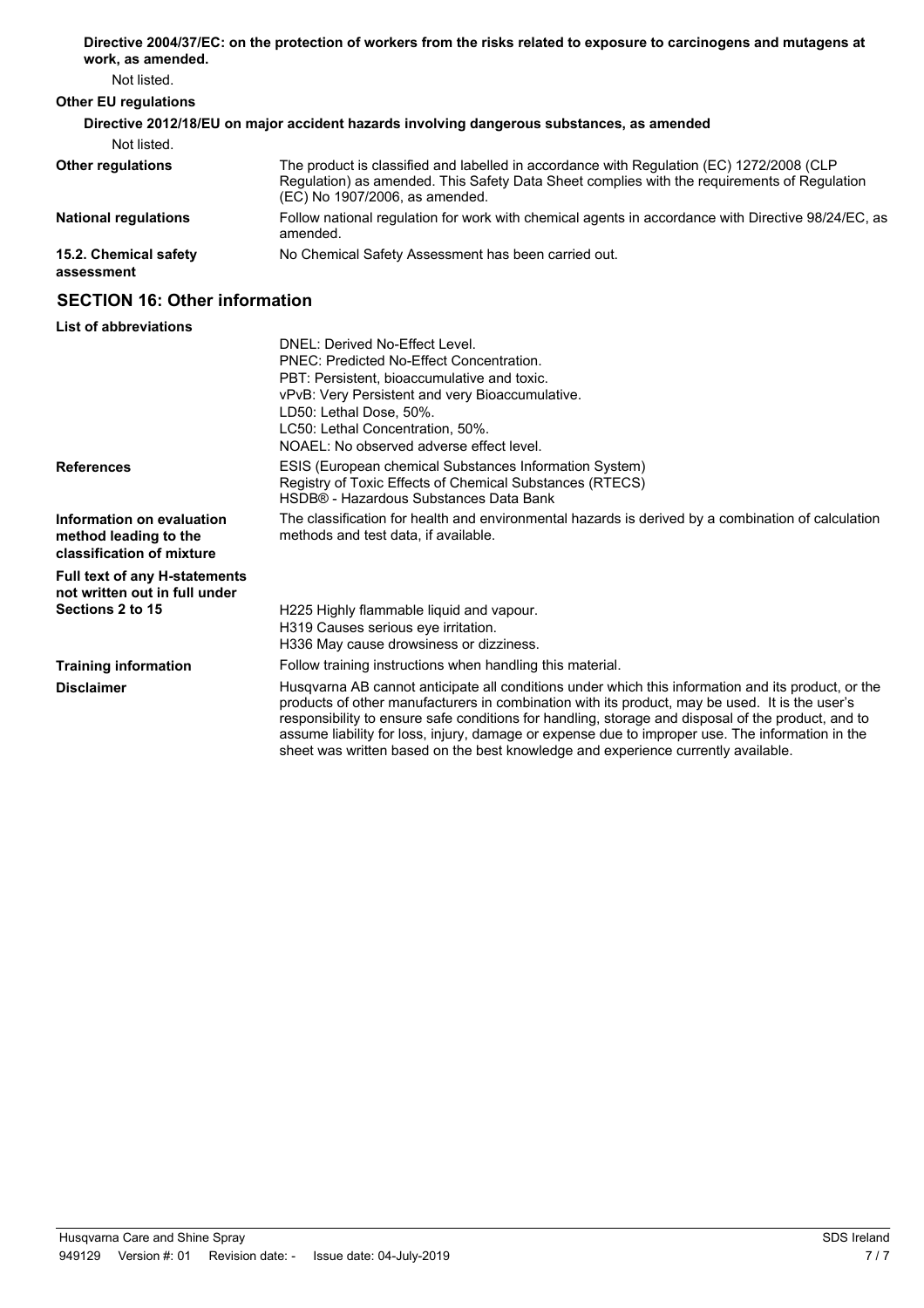**Directive 2004/37/EC: on the protection of workers from the risks related to exposure to carcinogens and mutagens at work, as amended.**

Not listed.

**Other EU regulations**

**Directive 2012/18/EU on major accident hazards involving dangerous substances, as amended**

Not listed.

**Other regulations** The product is classified and labelled in accordance with Regulation (EC) 1272/2008 (CLP Regulation) as amended. This Safety Data Sheet complies with the requirements of Regulation (EC) No 1907/2006, as amended.

**National regulations** Follow national regulation for work with chemical agents in accordance with Directive 98/24/EC, as amended.

**15.2. Chemical safety assessment** No Chemical Safety Assessment has been carried out.

## SECTION 16: Other information

**List of abbreviations**

DNEL: Derived No-Effect Level.
PNEC: Predicted No-Effect Concentration.
PBT: Persistent, bioaccumulative and toxic.
vPvB: Very Persistent and very Bioaccumulative.
LD50: Lethal Dose, 50%.
LC50: Lethal Concentration, 50%.
NOAEL: No observed adverse effect level.

**References**

ESIS (European chemical Substances Information System)
Registry of Toxic Effects of Chemical Substances (RTECS)
HSDB® - Hazardous Substances Data Bank

**Information on evaluation method leading to the classification of mixture** The classification for health and environmental hazards is derived by a combination of calculation methods and test data, if available.

**Full text of any H-statements not written out in full under Sections 2 to 15**

H225 Highly flammable liquid and vapour.
H319 Causes serious eye irritation.
H336 May cause drowsiness or dizziness.

**Training information** Follow training instructions when handling this material.

**Disclaimer** Husqvarna AB cannot anticipate all conditions under which this information and its product, or the products of other manufacturers in combination with its product, may be used. It is the user's responsibility to ensure safe conditions for handling, storage and disposal of the product, and to assume liability for loss, injury, damage or expense due to improper use. The information in the sheet was written based on the best knowledge and experience currently available.